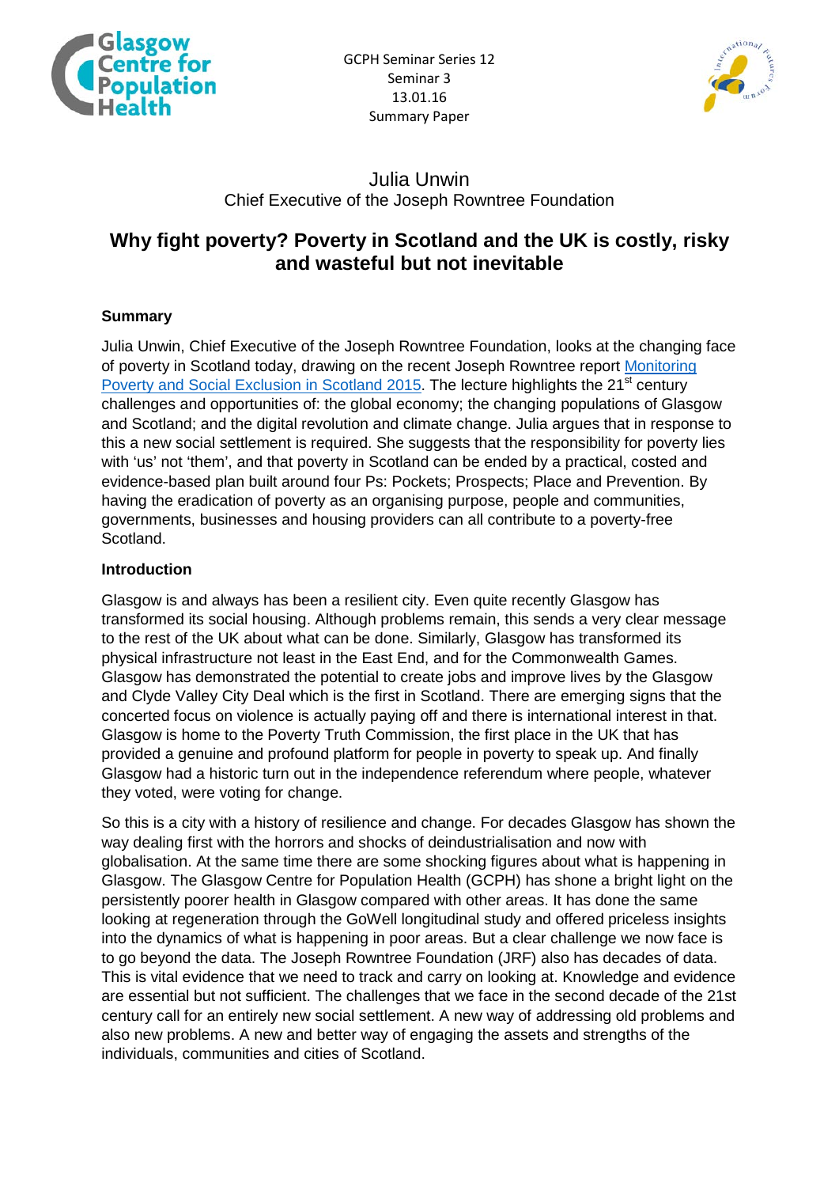GCPH Seminar Series 12
Seminar 3
13.01.16
Summary Paper

Julia Unwin
Chief Executive of the Joseph Rowntree Foundation

# Why fight poverty? Poverty in Scotland and the UK is costly, risky and wasteful but not inevitable

## Summary

Julia Unwin, Chief Executive of the Joseph Rowntree Foundation, looks at the changing face of poverty in Scotland today, drawing on the recent Joseph Rowntree report Monitoring Poverty and Social Exclusion in Scotland 2015. The lecture highlights the 21st century challenges and opportunities of: the global economy; the changing populations of Glasgow and Scotland; and the digital revolution and climate change. Julia argues that in response to this a new social settlement is required. She suggests that the responsibility for poverty lies with 'us' not 'them', and that poverty in Scotland can be ended by a practical, costed and evidence-based plan built around four Ps: Pockets; Prospects; Place and Prevention. By having the eradication of poverty as an organising purpose, people and communities, governments, businesses and housing providers can all contribute to a poverty-free Scotland.

## Introduction

Glasgow is and always has been a resilient city. Even quite recently Glasgow has transformed its social housing. Although problems remain, this sends a very clear message to the rest of the UK about what can be done. Similarly, Glasgow has transformed its physical infrastructure not least in the East End, and for the Commonwealth Games. Glasgow has demonstrated the potential to create jobs and improve lives by the Glasgow and Clyde Valley City Deal which is the first in Scotland. There are emerging signs that the concerted focus on violence is actually paying off and there is international interest in that. Glasgow is home to the Poverty Truth Commission, the first place in the UK that has provided a genuine and profound platform for people in poverty to speak up. And finally Glasgow had a historic turn out in the independence referendum where people, whatever they voted, were voting for change.

So this is a city with a history of resilience and change. For decades Glasgow has shown the way dealing first with the horrors and shocks of deindustrialisation and now with globalisation. At the same time there are some shocking figures about what is happening in Glasgow. The Glasgow Centre for Population Health (GCPH) has shone a bright light on the persistently poorer health in Glasgow compared with other areas. It has done the same looking at regeneration through the GoWell longitudinal study and offered priceless insights into the dynamics of what is happening in poor areas. But a clear challenge we now face is to go beyond the data. The Joseph Rowntree Foundation (JRF) also has decades of data. This is vital evidence that we need to track and carry on looking at. Knowledge and evidence are essential but not sufficient. The challenges that we face in the second decade of the 21st century call for an entirely new social settlement. A new way of addressing old problems and also new problems. A new and better way of engaging the assets and strengths of the individuals, communities and cities of Scotland.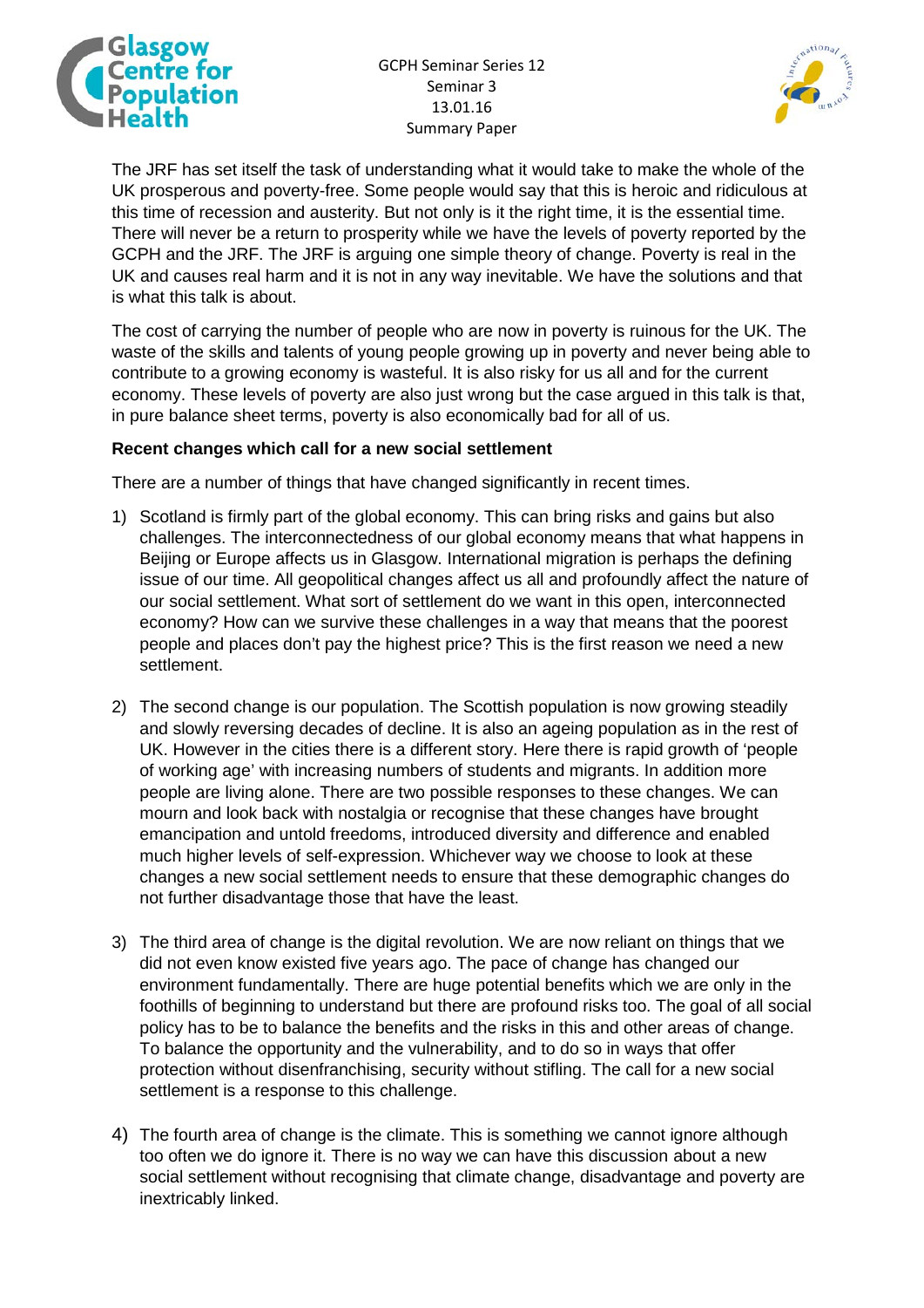The JRF has set itself the task of understanding what it would take to make the whole of the UK prosperous and poverty-free. Some people would say that this is heroic and ridiculous at this time of recession and austerity. But not only is it the right time, it is the essential time. There will never be a return to prosperity while we have the levels of poverty reported by the GCPH and the JRF. The JRF is arguing one simple theory of change. Poverty is real in the UK and causes real harm and it is not in any way inevitable. We have the solutions and that is what this talk is about.

The cost of carrying the number of people who are now in poverty is ruinous for the UK. The waste of the skills and talents of young people growing up in poverty and never being able to contribute to a growing economy is wasteful. It is also risky for us all and for the current economy. These levels of poverty are also just wrong but the case argued in this talk is that, in pure balance sheet terms, poverty is also economically bad for all of us.

**Recent changes which call for a new social settlement**

There are a number of things that have changed significantly in recent times.

1) Scotland is firmly part of the global economy. This can bring risks and gains but also challenges. The interconnectedness of our global economy means that what happens in Beijing or Europe affects us in Glasgow. International migration is perhaps the defining issue of our time. All geopolitical changes affect us all and profoundly affect the nature of our social settlement. What sort of settlement do we want in this open, interconnected economy? How can we survive these challenges in a way that means that the poorest people and places don't pay the highest price? This is the first reason we need a new settlement.

2) The second change is our population. The Scottish population is now growing steadily and slowly reversing decades of decline. It is also an ageing population as in the rest of UK. However in the cities there is a different story. Here there is rapid growth of 'people of working age' with increasing numbers of students and migrants. In addition more people are living alone. There are two possible responses to these changes. We can mourn and look back with nostalgia or recognise that these changes have brought emancipation and untold freedoms, introduced diversity and difference and enabled much higher levels of self-expression. Whichever way we choose to look at these changes a new social settlement needs to ensure that these demographic changes do not further disadvantage those that have the least.

3) The third area of change is the digital revolution. We are now reliant on things that we did not even know existed five years ago. The pace of change has changed our environment fundamentally. There are huge potential benefits which we are only in the foothills of beginning to understand but there are profound risks too. The goal of all social policy has to be to balance the benefits and the risks in this and other areas of change. To balance the opportunity and the vulnerability, and to do so in ways that offer protection without disenfranchising, security without stifling. The call for a new social settlement is a response to this challenge.

4) The fourth area of change is the climate. This is something we cannot ignore although too often we do ignore it. There is no way we can have this discussion about a new social settlement without recognising that climate change, disadvantage and poverty are inextricably linked.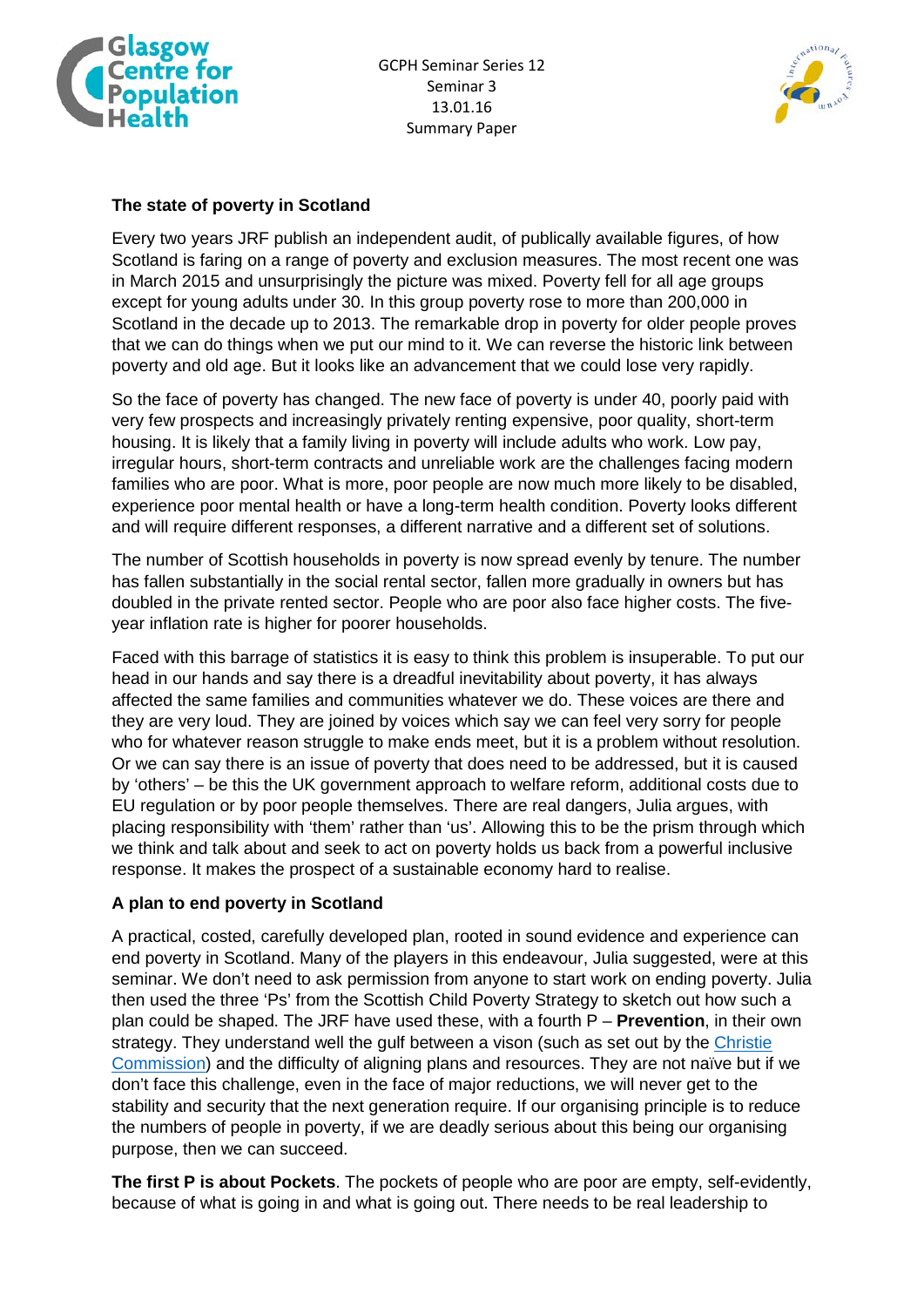### The state of poverty in Scotland

Every two years JRF publish an independent audit, of publically available figures, of how Scotland is faring on a range of poverty and exclusion measures. The most recent one was in March 2015 and unsurprisingly the picture was mixed. Poverty fell for all age groups except for young adults under 30. In this group poverty rose to more than 200,000 in Scotland in the decade up to 2013. The remarkable drop in poverty for older people proves that we can do things when we put our mind to it. We can reverse the historic link between poverty and old age. But it looks like an advancement that we could lose very rapidly.

So the face of poverty has changed. The new face of poverty is under 40, poorly paid with very few prospects and increasingly privately renting expensive, poor quality, short-term housing. It is likely that a family living in poverty will include adults who work. Low pay, irregular hours, short-term contracts and unreliable work are the challenges facing modern families who are poor. What is more, poor people are now much more likely to be disabled, experience poor mental health or have a long-term health condition. Poverty looks different and will require different responses, a different narrative and a different set of solutions.

The number of Scottish households in poverty is now spread evenly by tenure. The number has fallen substantially in the social rental sector, fallen more gradually in owners but has doubled in the private rented sector. People who are poor also face higher costs. The five-year inflation rate is higher for poorer households.

Faced with this barrage of statistics it is easy to think this problem is insuperable. To put our head in our hands and say there is a dreadful inevitability about poverty, it has always affected the same families and communities whatever we do. These voices are there and they are very loud. They are joined by voices which say we can feel very sorry for people who for whatever reason struggle to make ends meet, but it is a problem without resolution. Or we can say there is an issue of poverty that does need to be addressed, but it is caused by 'others' – be this the UK government approach to welfare reform, additional costs due to EU regulation or by poor people themselves. There are real dangers, Julia argues, with placing responsibility with 'them' rather than 'us'. Allowing this to be the prism through which we think and talk about and seek to act on poverty holds us back from a powerful inclusive response. It makes the prospect of a sustainable economy hard to realise.

### A plan to end poverty in Scotland

A practical, costed, carefully developed plan, rooted in sound evidence and experience can end poverty in Scotland. Many of the players in this endeavour, Julia suggested, were at this seminar. We don't need to ask permission from anyone to start work on ending poverty. Julia then used the three 'Ps' from the Scottish Child Poverty Strategy to sketch out how such a plan could be shaped. The JRF have used these, with a fourth P – **Prevention**, in their own strategy. They understand well the gulf between a vison (such as set out by the Christie Commission) and the difficulty of aligning plans and resources. They are not naïve but if we don't face this challenge, even in the face of major reductions, we will never get to the stability and security that the next generation require. If our organising principle is to reduce the numbers of people in poverty, if we are deadly serious about this being our organising purpose, then we can succeed.

**The first P is about Pockets**. The pockets of people who are poor are empty, self-evidently, because of what is going in and what is going out. There needs to be real leadership to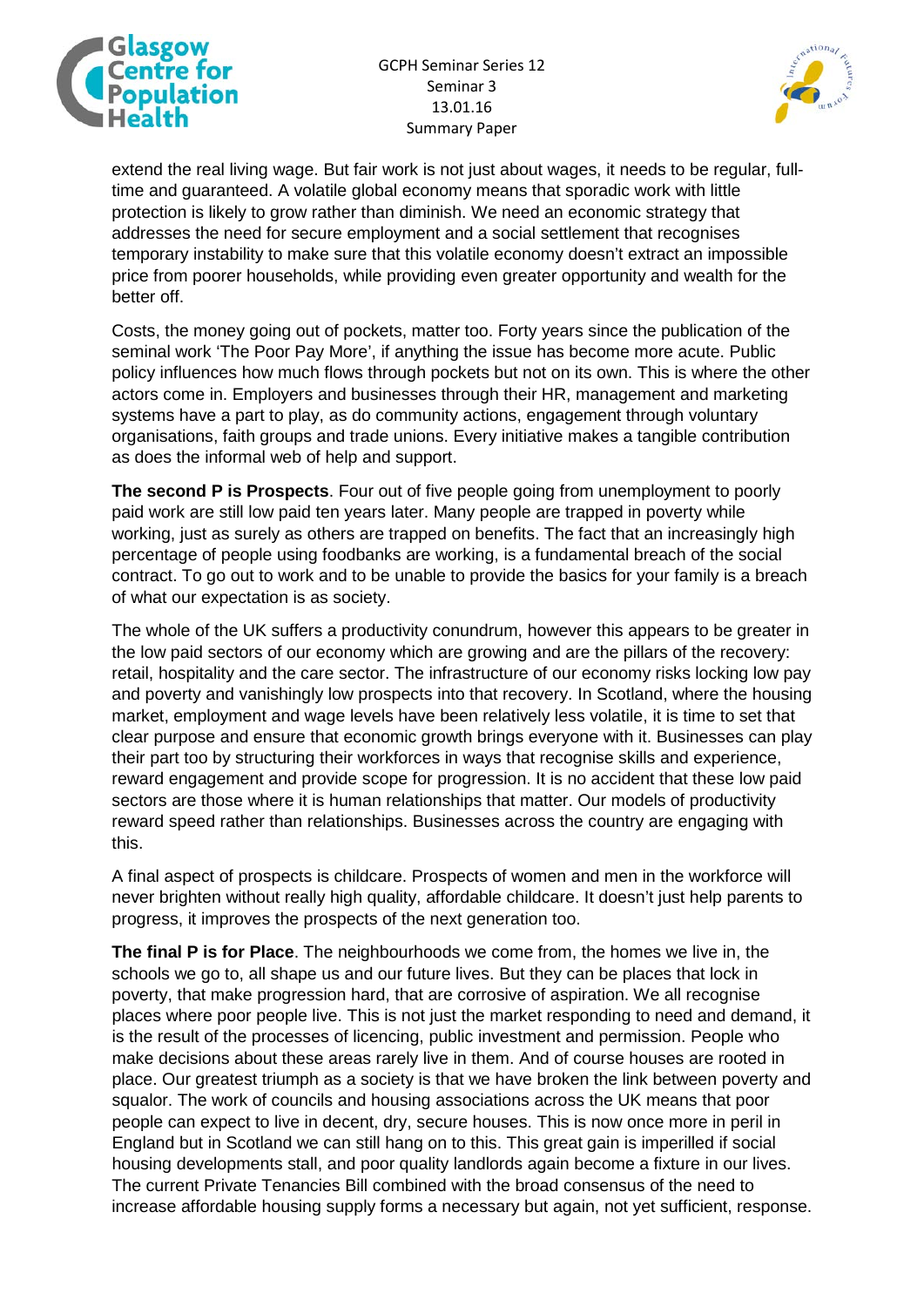extend the real living wage. But fair work is not just about wages, it needs to be regular, full-time and guaranteed. A volatile global economy means that sporadic work with little protection is likely to grow rather than diminish. We need an economic strategy that addresses the need for secure employment and a social settlement that recognises temporary instability to make sure that this volatile economy doesn't extract an impossible price from poorer households, while providing even greater opportunity and wealth for the better off.

Costs, the money going out of pockets, matter too. Forty years since the publication of the seminal work 'The Poor Pay More', if anything the issue has become more acute. Public policy influences how much flows through pockets but not on its own. This is where the other actors come in. Employers and businesses through their HR, management and marketing systems have a part to play, as do community actions, engagement through voluntary organisations, faith groups and trade unions. Every initiative makes a tangible contribution as does the informal web of help and support.

**The second P is Prospects**. Four out of five people going from unemployment to poorly paid work are still low paid ten years later. Many people are trapped in poverty while working, just as surely as others are trapped on benefits. The fact that an increasingly high percentage of people using foodbanks are working, is a fundamental breach of the social contract. To go out to work and to be unable to provide the basics for your family is a breach of what our expectation is as society.

The whole of the UK suffers a productivity conundrum, however this appears to be greater in the low paid sectors of our economy which are growing and are the pillars of the recovery: retail, hospitality and the care sector. The infrastructure of our economy risks locking low pay and poverty and vanishingly low prospects into that recovery. In Scotland, where the housing market, employment and wage levels have been relatively less volatile, it is time to set that clear purpose and ensure that economic growth brings everyone with it. Businesses can play their part too by structuring their workforces in ways that recognise skills and experience, reward engagement and provide scope for progression. It is no accident that these low paid sectors are those where it is human relationships that matter. Our models of productivity reward speed rather than relationships. Businesses across the country are engaging with this.

A final aspect of prospects is childcare. Prospects of women and men in the workforce will never brighten without really high quality, affordable childcare. It doesn't just help parents to progress, it improves the prospects of the next generation too.

**The final P is for Place**. The neighbourhoods we come from, the homes we live in, the schools we go to, all shape us and our future lives. But they can be places that lock in poverty, that make progression hard, that are corrosive of aspiration. We all recognise places where poor people live. This is not just the market responding to need and demand, it is the result of the processes of licencing, public investment and permission. People who make decisions about these areas rarely live in them. And of course houses are rooted in place. Our greatest triumph as a society is that we have broken the link between poverty and squalor. The work of councils and housing associations across the UK means that poor people can expect to live in decent, dry, secure houses. This is now once more in peril in England but in Scotland we can still hang on to this. This great gain is imperilled if social housing developments stall, and poor quality landlords again become a fixture in our lives. The current Private Tenancies Bill combined with the broad consensus of the need to increase affordable housing supply forms a necessary but again, not yet sufficient, response.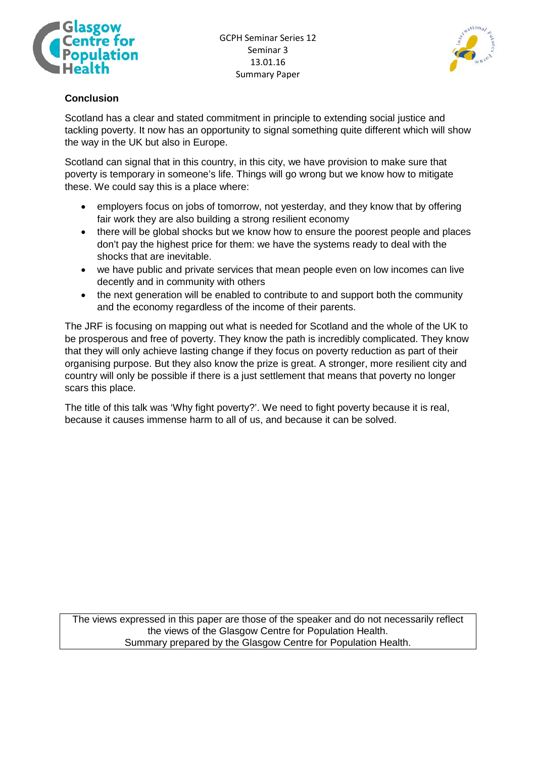**Conclusion**

Scotland has a clear and stated commitment in principle to extending social justice and tackling poverty. It now has an opportunity to signal something quite different which will show the way in the UK but also in Europe.

Scotland can signal that in this country, in this city, we have provision to make sure that poverty is temporary in someone's life. Things will go wrong but we know how to mitigate these. We could say this is a place where:

- employers focus on jobs of tomorrow, not yesterday, and they know that by offering fair work they are also building a strong resilient economy
- there will be global shocks but we know how to ensure the poorest people and places don't pay the highest price for them: we have the systems ready to deal with the shocks that are inevitable.
- we have public and private services that mean people even on low incomes can live decently and in community with others
- the next generation will be enabled to contribute to and support both the community and the economy regardless of the income of their parents.

The JRF is focusing on mapping out what is needed for Scotland and the whole of the UK to be prosperous and free of poverty. They know the path is incredibly complicated. They know that they will only achieve lasting change if they focus on poverty reduction as part of their organising purpose. But they also know the prize is great. A stronger, more resilient city and country will only be possible if there is a just settlement that means that poverty no longer scars this place.

The title of this talk was 'Why fight poverty?'. We need to fight poverty because it is real, because it causes immense harm to all of us, and because it can be solved.

The views expressed in this paper are those of the speaker and do not necessarily reflect the views of the Glasgow Centre for Population Health.
Summary prepared by the Glasgow Centre for Population Health.